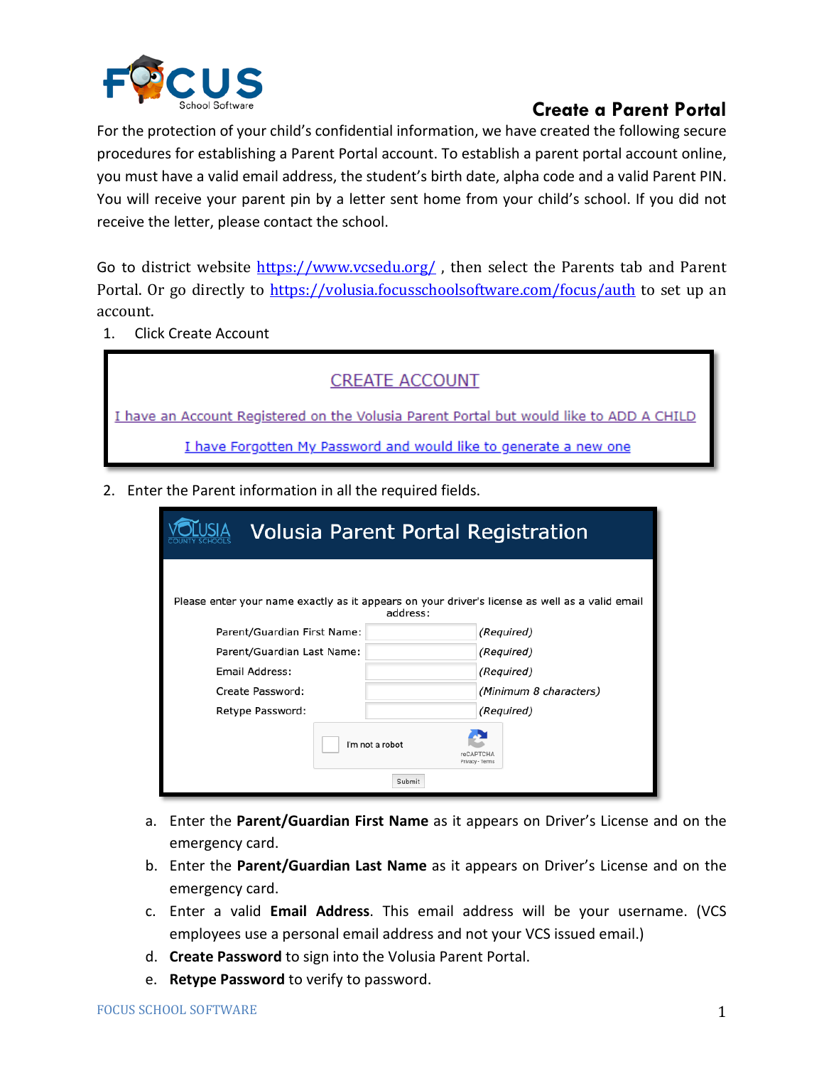# Create a Parent Portal

For the protection of your child's confidential information, we have created the following secure procedures for establishing a Parent Portal account. To establish a parent portal account online, you must have a valid email address, the student's birth date, alpha code and a valid Parent PIN. You will receive your parent pin by a letter sent home from your child's school. If you did not receive the letter, please contact the school.

Go to district website https://www.vcsedu.org/ , then select the Parents tab and Parent Portal. Or go directly to https://volusia.focusschoolsoftware.com/focus/auth to set up an account.

1. Click Create Account

CREATE ACCOUNT

I have an Account Registered on the Volusia Parent Portal but would like to ADD A CHILD

I have Forgotten My Password and would like to generate a new one

2. Enter the Parent information in all the required fields.

Volusia Parent Portal Registration

Please enter your name exactly as it appears on your driver's license as well as a valid email address:

| | | |
|---|---|---|
| Parent/Guardian First Name: | | (Required) |
| Parent/Guardian Last Name: | | (Required) |
| Email Address: | | (Required) |
| Create Password: | | (Minimum 8 characters) |
| Retype Password: | | (Required) |

I'm not a robot

Submit

a. Enter the **Parent/Guardian First Name** as it appears on Driver's License and on the emergency card.
b. Enter the **Parent/Guardian Last Name** as it appears on Driver's License and on the emergency card.
c. Enter a valid **Email Address**. This email address will be your username. (VCS employees use a personal email address and not your VCS issued email.)
d. **Create Password** to sign into the Volusia Parent Portal.
e. **Retype Password** to verify to password.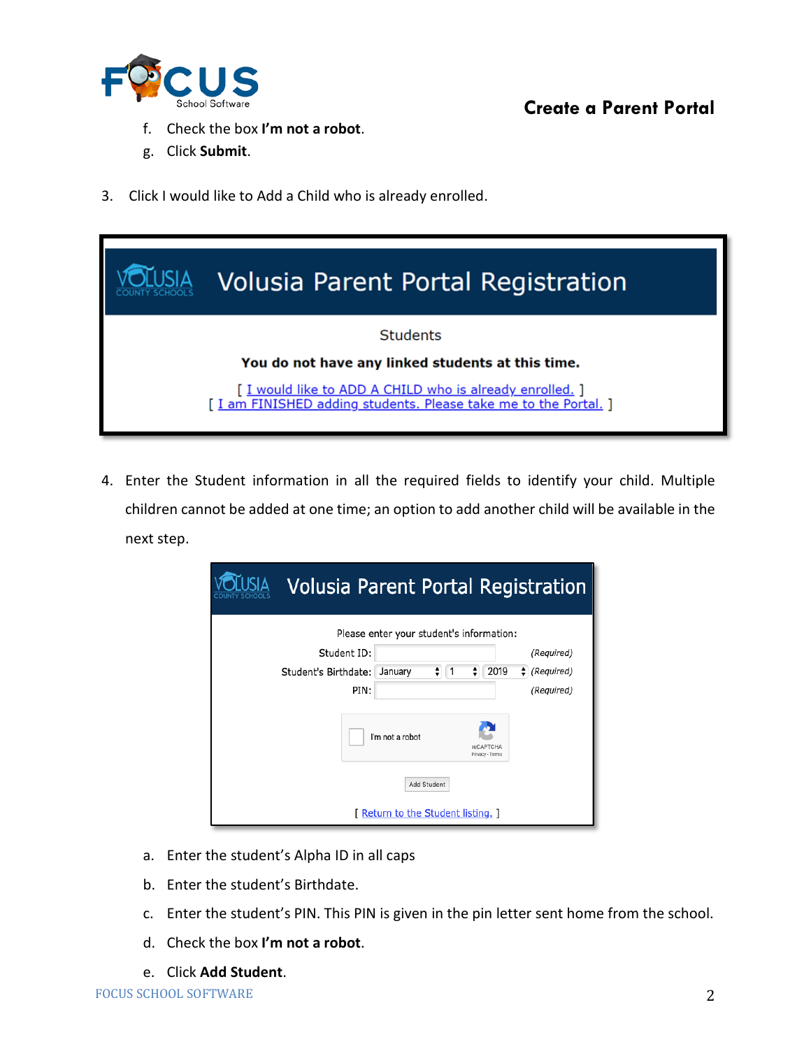f. Check the box **I'm not a robot**.

g. Click **Submit**.

3. Click I would like to Add a Child who is already enrolled.

Volusia Parent Portal Registration

Students

**You do not have any linked students at this time.**

[ I would like to ADD A CHILD who is already enrolled. ]
[ I am FINISHED adding students. Please take me to the Portal. ]

4. Enter the Student information in all the required fields to identify your child. Multiple children cannot be added at one time; an option to add another child will be available in the next step.

Volusia Parent Portal Registration

Please enter your student's information:

Student ID: (Required)
Student's Birthdate: January 1 2019 (Required)
PIN: (Required)

I'm not a robot

Add Student

[ Return to the Student listing. ]

a. Enter the student's Alpha ID in all caps

b. Enter the student's Birthdate.

c. Enter the student's PIN. This PIN is given in the pin letter sent home from the school.

d. Check the box **I'm not a robot**.

e. Click **Add Student**.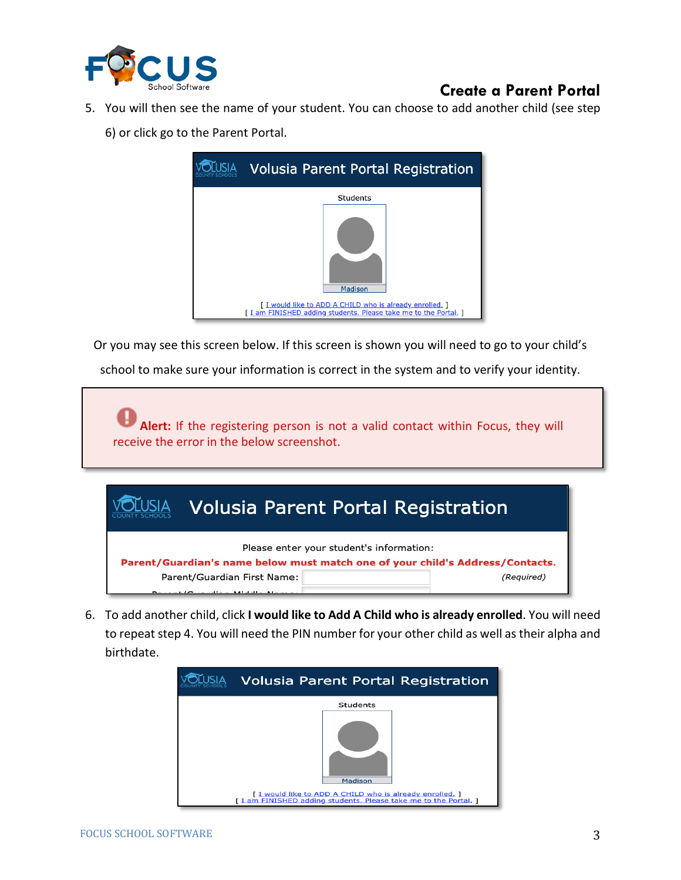## Create a Parent Portal

5. You will then see the name of your student. You can choose to add another child (see step 6) or click go to the Parent Portal.

Volusia Parent Portal Registration

Students

Madison

[ I would like to ADD A CHILD who is already enrolled. ]
[ I am FINISHED adding students. Please take me to the Portal. ]

Or you may see this screen below. If this screen is shown you will need to go to your child's school to make sure your information is correct in the system and to verify your identity.

> **Alert:** If the registering person is not a valid contact within Focus, they will receive the error in the below screenshot.

Volusia Parent Portal Registration

Please enter your student's information:

**Parent/Guardian's name below must match one of your child's Address/Contacts.**

Parent/Guardian First Name: *(Required)*

6. To add another child, click **I would like to Add A Child who is already enrolled**. You will need to repeat step 4. You will need the PIN number for your other child as well as their alpha and birthdate.

Volusia Parent Portal Registration

Students

Madison

[ I would like to ADD A CHILD who is already enrolled. ]
[ I am FINISHED adding students. Please take me to the Portal. ]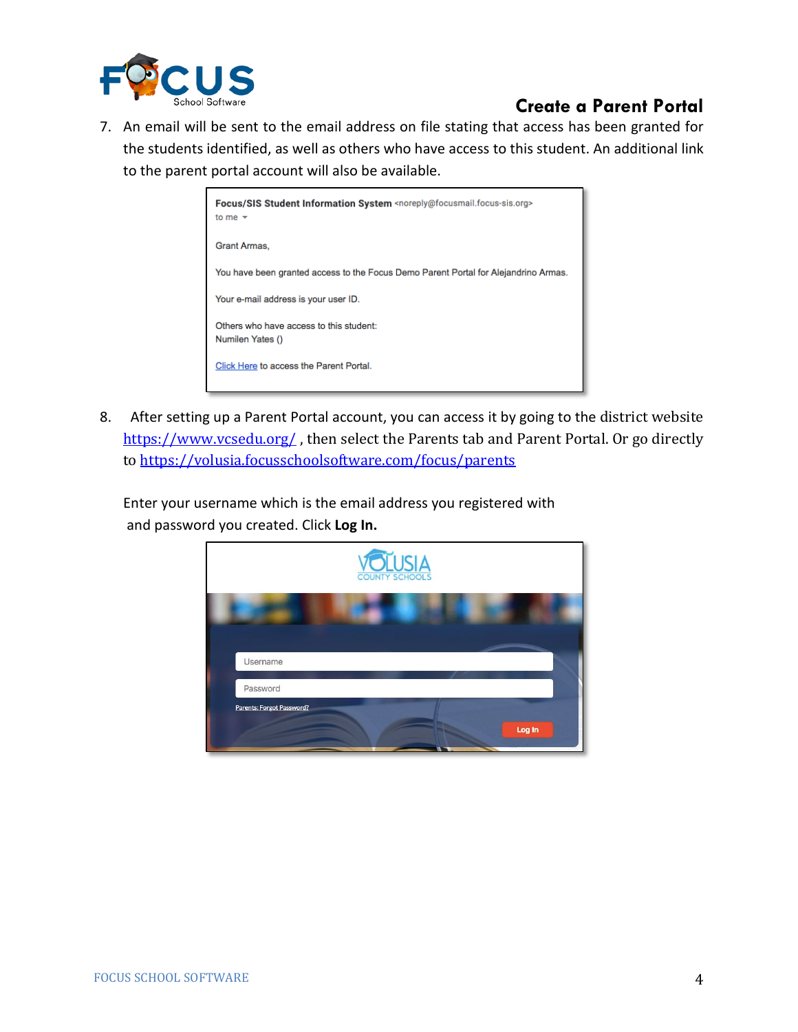## Create a Parent Portal

7. An email will be sent to the email address on file stating that access has been granted for the students identified, as well as others who have access to this student. An additional link to the parent portal account will also be available.

   Focus/SIS Student Information System <noreply@focusmail.focus-sis.org>
   to me

   Grant Armas,

   You have been granted access to the Focus Demo Parent Portal for Alejandrino Armas.

   Your e-mail address is your user ID.

   Others who have access to this student:
   Numilen Yates ()

   Click Here to access the Parent Portal.

8. After setting up a Parent Portal account, you can access it by going to the district website https://www.vcsedu.org/ , then select the Parents tab and Parent Portal. Or go directly to https://volusia.focusschoolsoftware.com/focus/parents

   Enter your username which is the email address you registered with and password you created. Click **Log In.**

   VOLUSIA COUNTY SCHOOLS

   Username

   Password

   Parents: Forgot Password?

   Log In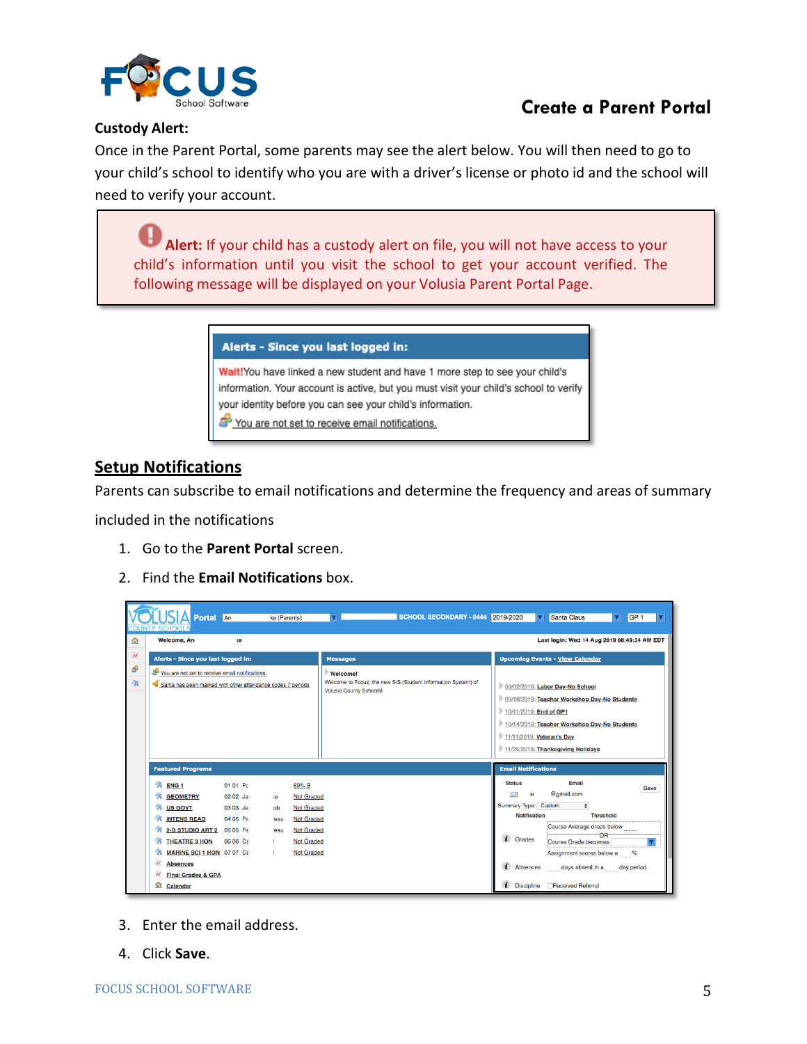**Create a Parent Portal**

**Custody Alert:**

Once in the Parent Portal, some parents may see the alert below. You will then need to go to your child's school to identify who you are with a driver's license or photo id and the school will need to verify your account.

> **Alert:** If your child has a custody alert on file, you will not have access to your child's information until you visit the school to get your account verified. The following message will be displayed on your Volusia Parent Portal Page.

**Alerts - Since you last logged in:**

**Wait!** You have linked a new student and have 1 more step to see your child's information. Your account is active, but you must visit your child's school to verify your identity before you can see your child's information.

You are not set to receive email notifications.

## Setup Notifications

Parents can subscribe to email notifications and determine the frequency and areas of summary included in the notifications

1. Go to the **Parent Portal** screen.
2. Find the **Email Notifications** box.
3. Enter the email address.
4. Click **Save**.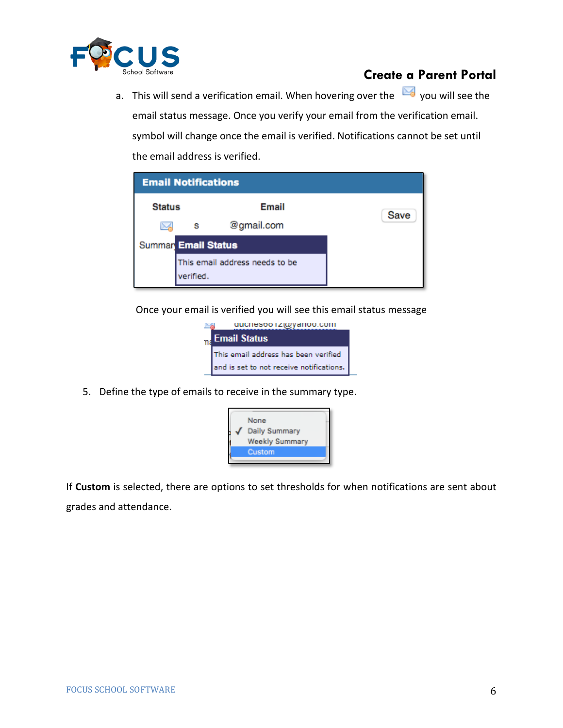a. This will send a verification email. When hovering over the you will see the email status message. Once you verify your email from the verification email. symbol will change once the email is verified. Notifications cannot be set until the email address is verified.

Once your email is verified you will see this email status message

5. Define the type of emails to receive in the summary type.

If **Custom** is selected, there are options to set thresholds for when notifications are sent about grades and attendance.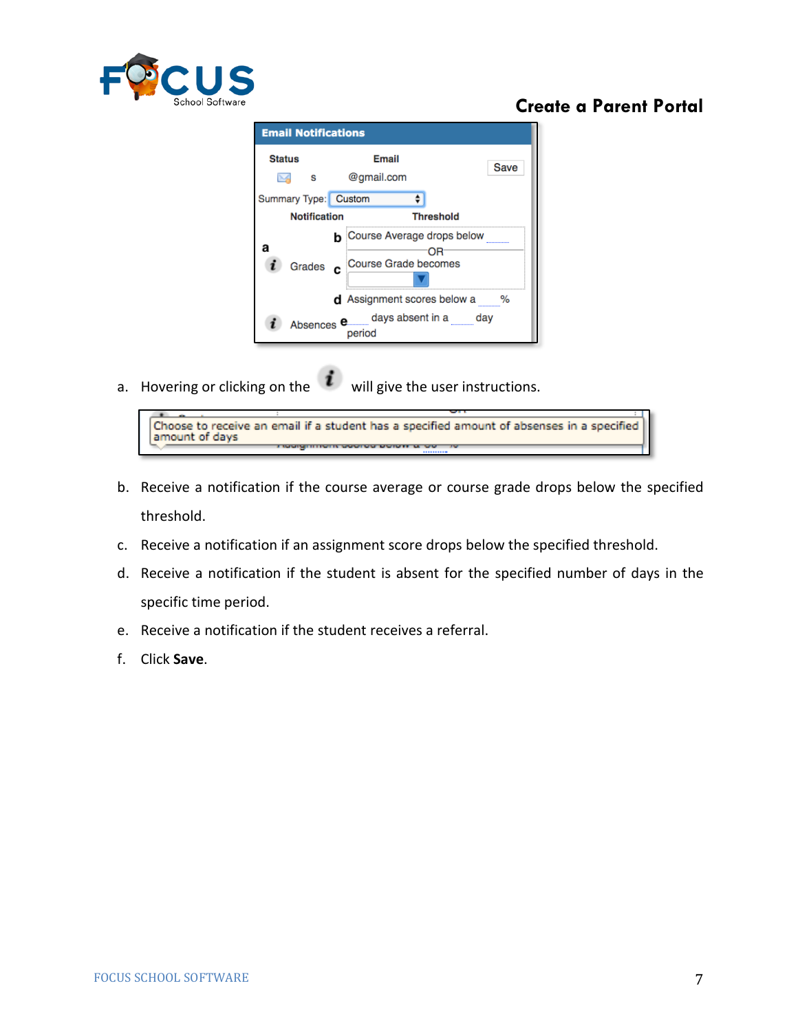a. Hovering or clicking on the *i* will give the user instructions.

b. Receive a notification if the course average or course grade drops below the specified threshold.

c. Receive a notification if an assignment score drops below the specified threshold.

d. Receive a notification if the student is absent for the specified number of days in the specific time period.

e. Receive a notification if the student receives a referral.

f. Click **Save**.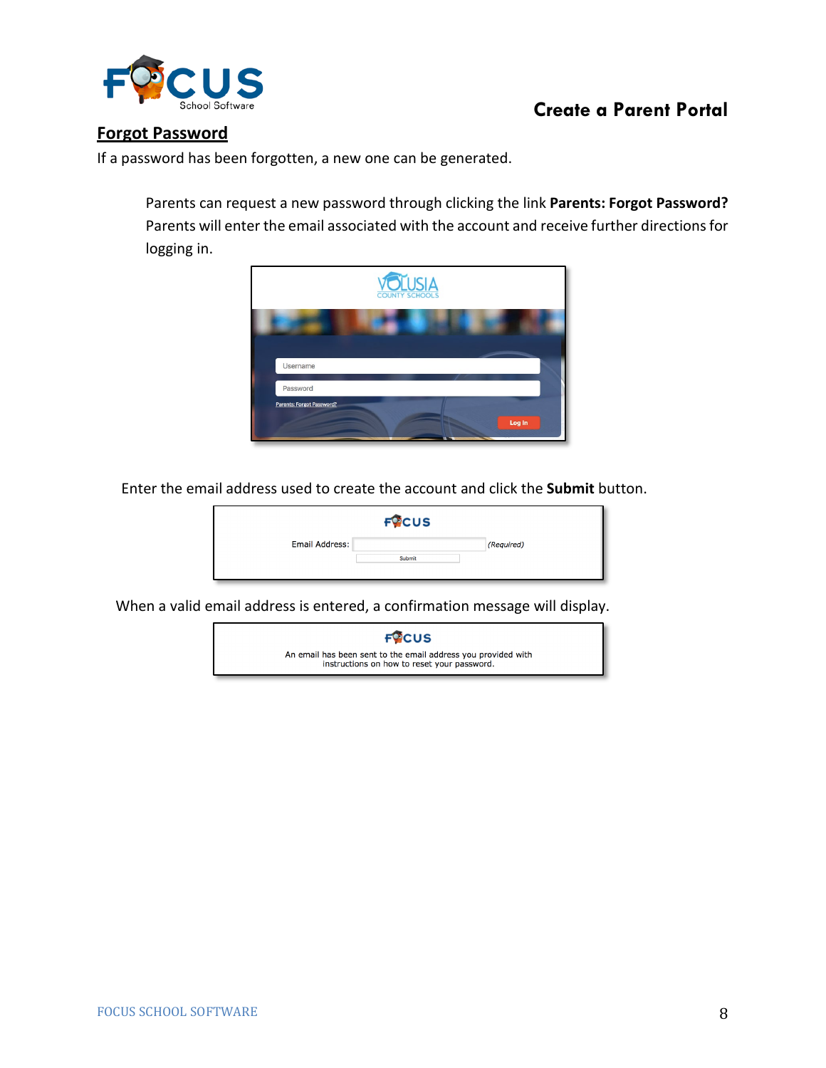Create a Parent Portal

## Forgot Password

If a password has been forgotten, a new one can be generated.

Parents can request a new password through clicking the link **Parents: Forgot Password?** Parents will enter the email associated with the account and receive further directions for logging in.

Enter the email address used to create the account and click the **Submit** button.

When a valid email address is entered, a confirmation message will display.